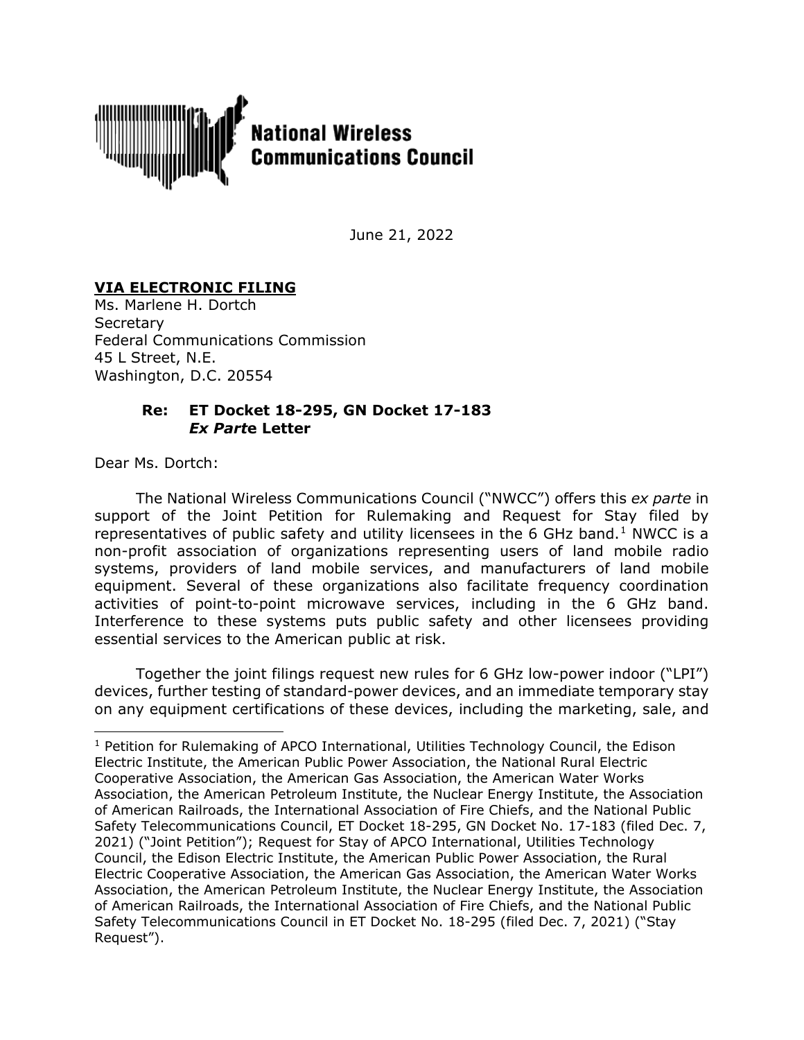**National Wireless Communications Council**

June 21, 2022

**VIA ELECTRONIC FILING**
Ms. Marlene H. Dortch
Secretary
Federal Communications Commission
45 L Street, N.E.
Washington, D.C. 20554

**Re: ET Docket 18-295, GN Docket 17-183**
***Ex Parte* Letter**

Dear Ms. Dortch:

The National Wireless Communications Council ("NWCC") offers this *ex parte* in support of the Joint Petition for Rulemaking and Request for Stay filed by representatives of public safety and utility licensees in the 6 GHz band.[1] NWCC is a non-profit association of organizations representing users of land mobile radio systems, providers of land mobile services, and manufacturers of land mobile equipment. Several of these organizations also facilitate frequency coordination activities of point-to-point microwave services, including in the 6 GHz band. Interference to these systems puts public safety and other licensees providing essential services to the American public at risk.

Together the joint filings request new rules for 6 GHz low-power indoor ("LPI") devices, further testing of standard-power devices, and an immediate temporary stay on any equipment certifications of these devices, including the marketing, sale, and

---

[1] Petition for Rulemaking of APCO International, Utilities Technology Council, the Edison Electric Institute, the American Public Power Association, the National Rural Electric Cooperative Association, the American Gas Association, the American Water Works Association, the American Petroleum Institute, the Nuclear Energy Institute, the Association of American Railroads, the International Association of Fire Chiefs, and the National Public Safety Telecommunications Council, ET Docket 18-295, GN Docket No. 17-183 (filed Dec. 7, 2021) ("Joint Petition"); Request for Stay of APCO International, Utilities Technology Council, the Edison Electric Institute, the American Public Power Association, the Rural Electric Cooperative Association, the American Gas Association, the American Water Works Association, the American Petroleum Institute, the Nuclear Energy Institute, the Association of American Railroads, the International Association of Fire Chiefs, and the National Public Safety Telecommunications Council in ET Docket No. 18-295 (filed Dec. 7, 2021) ("Stay Request").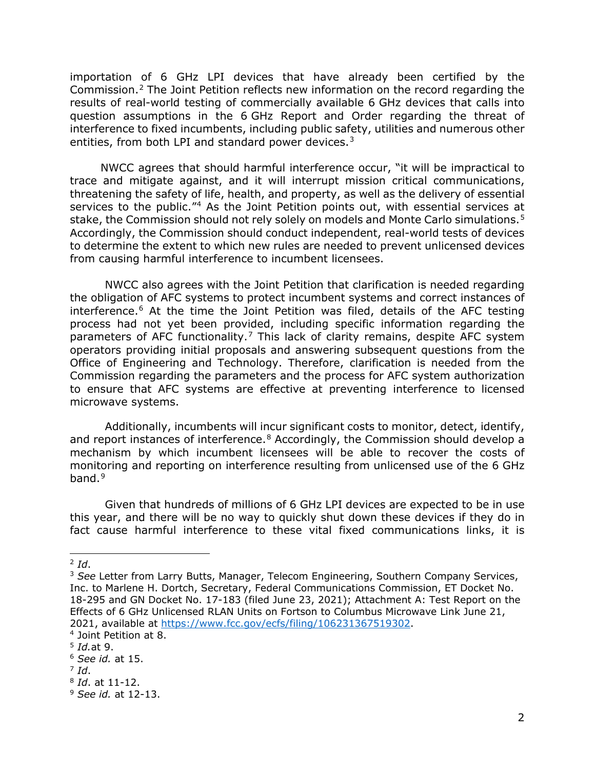importation of 6 GHz LPI devices that have already been certified by the Commission.[2] The Joint Petition reflects new information on the record regarding the results of real-world testing of commercially available 6 GHz devices that calls into question assumptions in the 6 GHz Report and Order regarding the threat of interference to fixed incumbents, including public safety, utilities and numerous other entities, from both LPI and standard power devices.[3]

NWCC agrees that should harmful interference occur, "it will be impractical to trace and mitigate against, and it will interrupt mission critical communications, threatening the safety of life, health, and property, as well as the delivery of essential services to the public."[4] As the Joint Petition points out, with essential services at stake, the Commission should not rely solely on models and Monte Carlo simulations.[5] Accordingly, the Commission should conduct independent, real-world tests of devices to determine the extent to which new rules are needed to prevent unlicensed devices from causing harmful interference to incumbent licensees.

NWCC also agrees with the Joint Petition that clarification is needed regarding the obligation of AFC systems to protect incumbent systems and correct instances of interference.[6] At the time the Joint Petition was filed, details of the AFC testing process had not yet been provided, including specific information regarding the parameters of AFC functionality.[7] This lack of clarity remains, despite AFC system operators providing initial proposals and answering subsequent questions from the Office of Engineering and Technology. Therefore, clarification is needed from the Commission regarding the parameters and the process for AFC system authorization to ensure that AFC systems are effective at preventing interference to licensed microwave systems.

Additionally, incumbents will incur significant costs to monitor, detect, identify, and report instances of interference.[8] Accordingly, the Commission should develop a mechanism by which incumbent licensees will be able to recover the costs of monitoring and reporting on interference resulting from unlicensed use of the 6 GHz band.[9]

Given that hundreds of millions of 6 GHz LPI devices are expected to be in use this year, and there will be no way to quickly shut down these devices if they do in fact cause harmful interference to these vital fixed communications links, it is

---

[2] *Id*.

[3] *See* Letter from Larry Butts, Manager, Telecom Engineering, Southern Company Services, Inc. to Marlene H. Dortch, Secretary, Federal Communications Commission, ET Docket No. 18-295 and GN Docket No. 17-183 (filed June 23, 2021); Attachment A: Test Report on the Effects of 6 GHz Unlicensed RLAN Units on Fortson to Columbus Microwave Link June 21, 2021, available at https://www.fcc.gov/ecfs/filing/106231367519302.

[4] Joint Petition at 8.

[5] *Id.* at 9.

[6] *See id.* at 15.

[7] *Id*.

[8] *Id*. at 11-12.

[9] *See id.* at 12-13.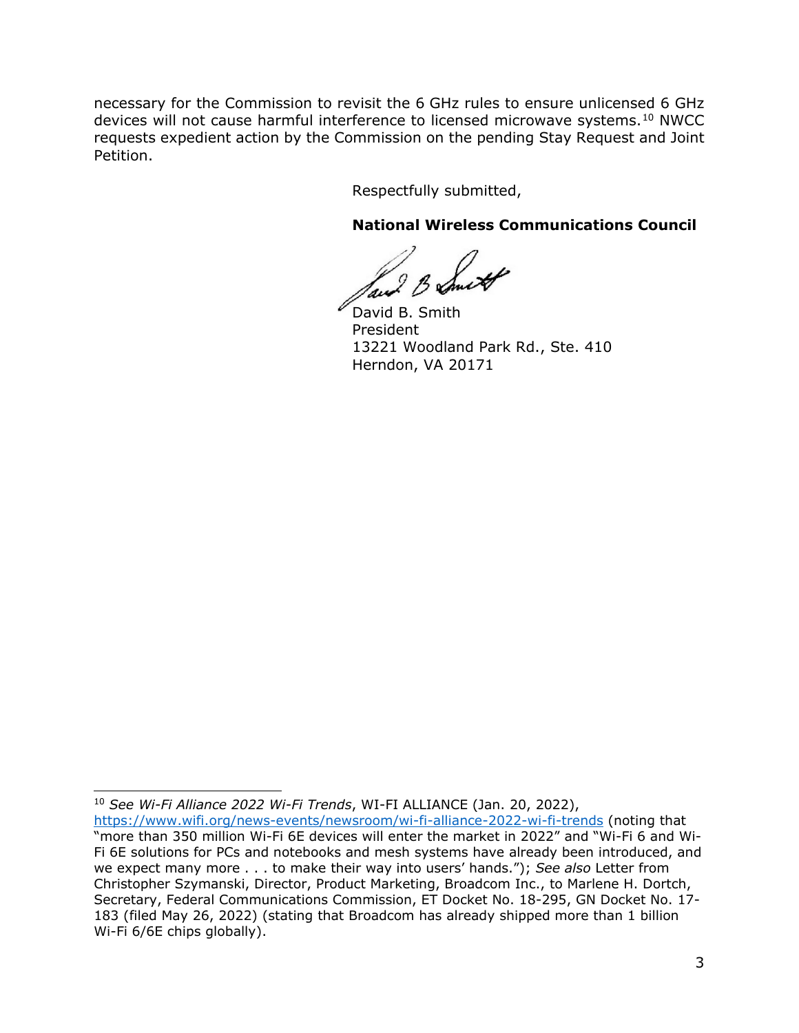necessary for the Commission to revisit the 6 GHz rules to ensure unlicensed 6 GHz devices will not cause harmful interference to licensed microwave systems.[10] NWCC requests expedient action by the Commission on the pending Stay Request and Joint Petition.

Respectfully submitted,

**National Wireless Communications Council**

David B. Smith
President
13221 Woodland Park Rd., Ste. 410
Herndon, VA 20171

---

[10] *See Wi-Fi Alliance 2022 Wi-Fi Trends*, WI-FI ALLIANCE (Jan. 20, 2022), https://www.wifi.org/news-events/newsroom/wi-fi-alliance-2022-wi-fi-trends (noting that "more than 350 million Wi-Fi 6E devices will enter the market in 2022" and "Wi-Fi 6 and Wi-Fi 6E solutions for PCs and notebooks and mesh systems have already been introduced, and we expect many more . . . to make their way into users' hands."); *See also* Letter from Christopher Szymanski, Director, Product Marketing, Broadcom Inc., to Marlene H. Dortch, Secretary, Federal Communications Commission, ET Docket No. 18-295, GN Docket No. 17-183 (filed May 26, 2022) (stating that Broadcom has already shipped more than 1 billion Wi-Fi 6/6E chips globally).